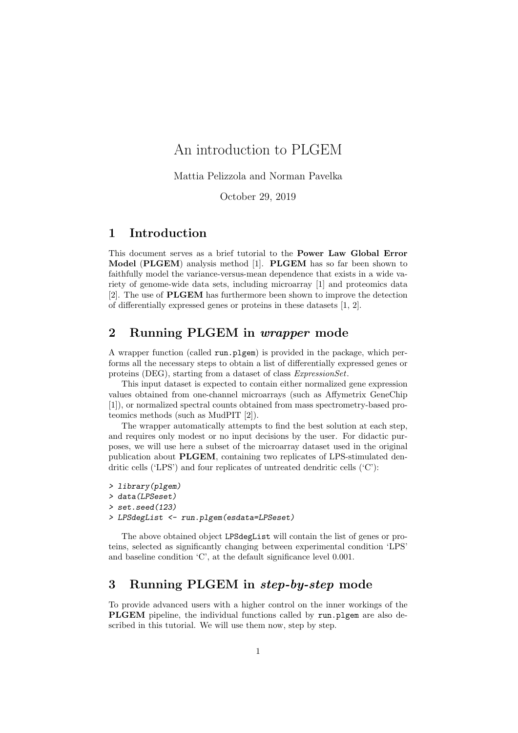# An introduction to PLGEM

Mattia Pelizzola and Norman Pavelka

October 29, 2019

## 1 Introduction

This document serves as a brief tutorial to the **Power Law Global Error Model** (**PLGEM**) analysis method [1]. **PLGEM** has so far been shown to faithfully model the variance-versus-mean dependence that exists in a wide variety of genome-wide data sets, including microarray [1] and proteomics data [2]. The use of **PLGEM** has furthermore been shown to improve the detection of differentially expressed genes or proteins in these datasets [1, 2].

## 2 Running PLGEM in *wrapper* mode

A wrapper function (called `run.plgem`) is provided in the package, which performs all the necessary steps to obtain a list of differentially expressed genes or proteins (DEG), starting from a dataset of class *ExpressionSet*.

This input dataset is expected to contain either normalized gene expression values obtained from one-channel microarrays (such as Affymetrix GeneChip [1]), or normalized spectral counts obtained from mass spectrometry-based proteomics methods (such as MudPIT [2]).

The wrapper automatically attempts to find the best solution at each step, and requires only modest or no input decisions by the user. For didactic purposes, we will use here a subset of the microarray dataset used in the original publication about **PLGEM**, containing two replicates of LPS-stimulated dendritic cells ('LPS') and four replicates of untreated dendritic cells ('C'):

```
> library(plgem)
> data(LPSeset)
> set.seed(123)
> LPSdegList <- run.plgem(esdata=LPSeset)
```

The above obtained object `LPSdegList` will contain the list of genes or proteins, selected as significantly changing between experimental condition 'LPS' and baseline condition 'C', at the default significance level 0.001.

## 3 Running PLGEM in *step-by-step* mode

To provide advanced users with a higher control on the inner workings of the **PLGEM** pipeline, the individual functions called by `run.plgem` are also described in this tutorial. We will use them now, step by step.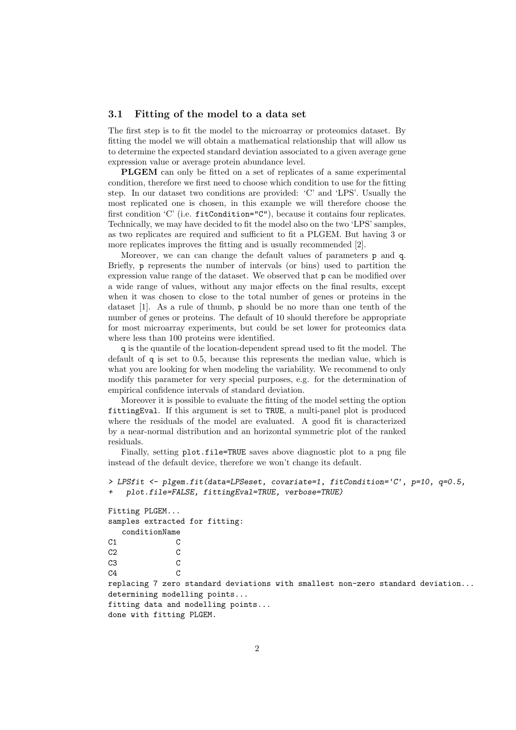### 3.1 Fitting of the model to a data set

The first step is to fit the model to the microarray or proteomics dataset. By fitting the model we will obtain a mathematical relationship that will allow us to determine the expected standard deviation associated to a given average gene expression value or average protein abundance level.

**PLGEM** can only be fitted on a set of replicates of a same experimental condition, therefore we first need to choose which condition to use for the fitting step. In our dataset two conditions are provided: 'C' and 'LPS'. Usually the most replicated one is chosen, in this example we will therefore choose the first condition 'C' (i.e. `fitCondition="C"`), because it contains four replicates. Technically, we may have decided to fit the model also on the two 'LPS' samples, as two replicates are required and sufficient to fit a PLGEM. But having 3 or more replicates improves the fitting and is usually recommended [2].

Moreover, we can can change the default values of parameters `p` and `q`. Briefly, `p` represents the number of intervals (or bins) used to partition the expression value range of the dataset. We observed that `p` can be modified over a wide range of values, without any major effects on the final results, except when it was chosen to close to the total number of genes or proteins in the dataset [1]. As a rule of thumb, `p` should be no more than one tenth of the number of genes or proteins. The default of 10 should therefore be appropriate for most microarray experiments, but could be set lower for proteomics data where less than 100 proteins were identified.

`q` is the quantile of the location-dependent spread used to fit the model. The default of `q` is set to 0.5, because this represents the median value, which is what you are looking for when modeling the variability. We recommend to only modify this parameter for very special purposes, e.g. for the determination of empirical confidence intervals of standard deviation.

Moreover it is possible to evaluate the fitting of the model setting the option `fittingEval`. If this argument is set to `TRUE`, a multi-panel plot is produced where the residuals of the model are evaluated. A good fit is characterized by a near-normal distribution and an horizontal symmetric plot of the ranked residuals.

Finally, setting `plot.file=TRUE` saves above diagnostic plot to a png file instead of the default device, therefore we won't change its default.

```
> LPSfit <- plgem.fit(data=LPSeset, covariate=1, fitCondition='C', p=10, q=0.5,
+   plot.file=FALSE, fittingEval=TRUE, verbose=TRUE)

Fitting PLGEM...
samples extracted for fitting:
   conditionName
C1             C
C2             C
C3             C
C4             C
replacing 7 zero standard deviations with smallest non-zero standard deviation...
determining modelling points...
fitting data and modelling points...
done with fitting PLGEM.
```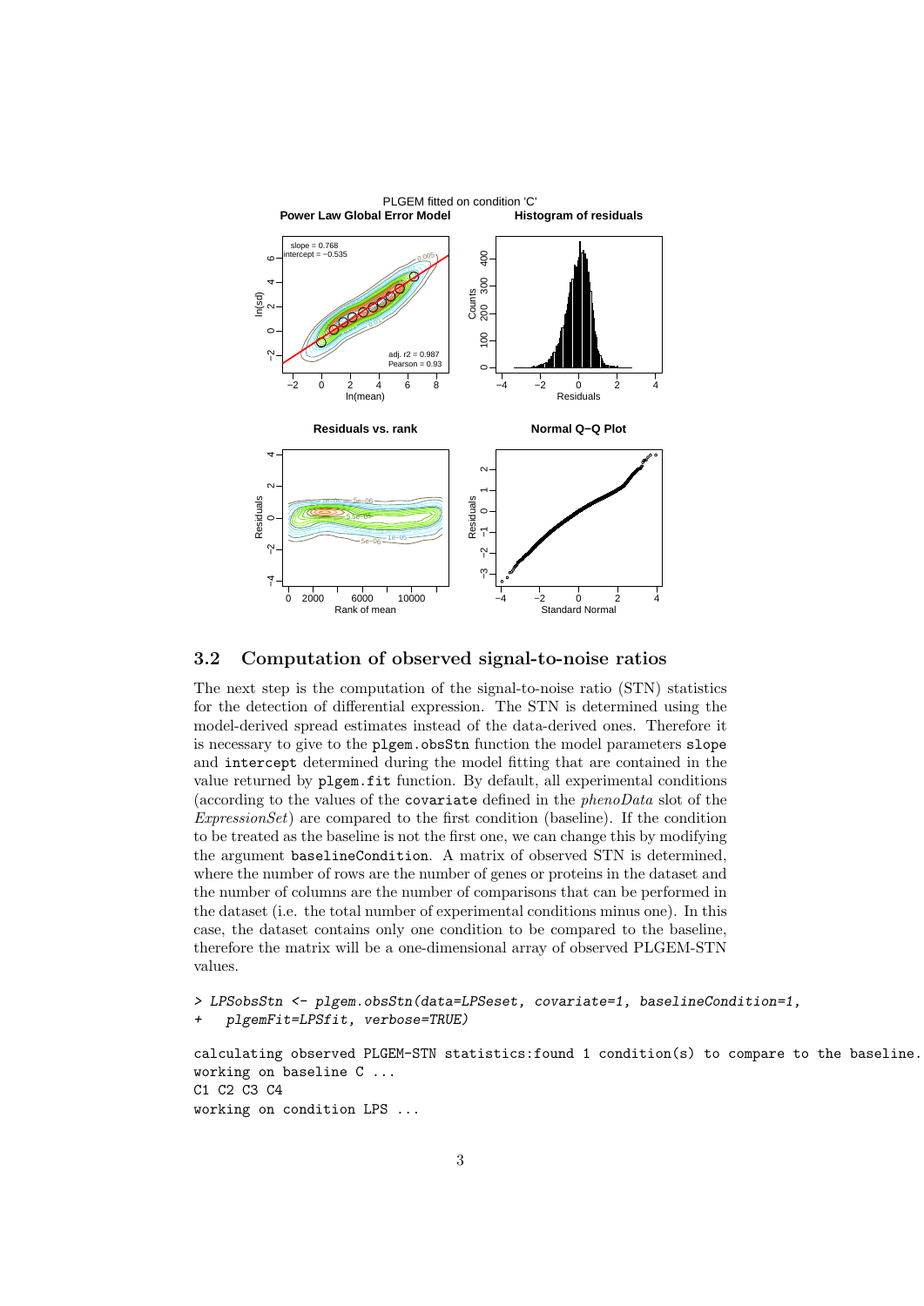### 3.2 Computation of observed signal-to-noise ratios

The next step is the computation of the signal-to-noise ratio (STN) statistics for the detection of differential expression. The STN is determined using the model-derived spread estimates instead of the data-derived ones. Therefore it is necessary to give to the `plgem.obsStn` function the model parameters `slope` and `intercept` determined during the model fitting that are contained in the value returned by `plgem.fit` function. By default, all experimental conditions (according to the values of the `covariate` defined in the *phenoData* slot of the *ExpressionSet*) are compared to the first condition (baseline). If the condition to be treated as the baseline is not the first one, we can change this by modifying the argument `baselineCondition`. A matrix of observed STN is determined, where the number of rows are the number of genes or proteins in the dataset and the number of columns are the number of comparisons that can be performed in the dataset (i.e. the total number of experimental conditions minus one). In this case, the dataset contains only one condition to be compared to the baseline, therefore the matrix will be a one-dimensional array of observed PLGEM-STN values.

```
> LPSobsStn <- plgem.obsStn(data=LPSeset, covariate=1, baselineCondition=1,
+   plgemFit=LPSfit, verbose=TRUE)

calculating observed PLGEM-STN statistics:found 1 condition(s) to compare to the baseline.
working on baseline C ...
C1 C2 C3 C4
working on condition LPS ...
```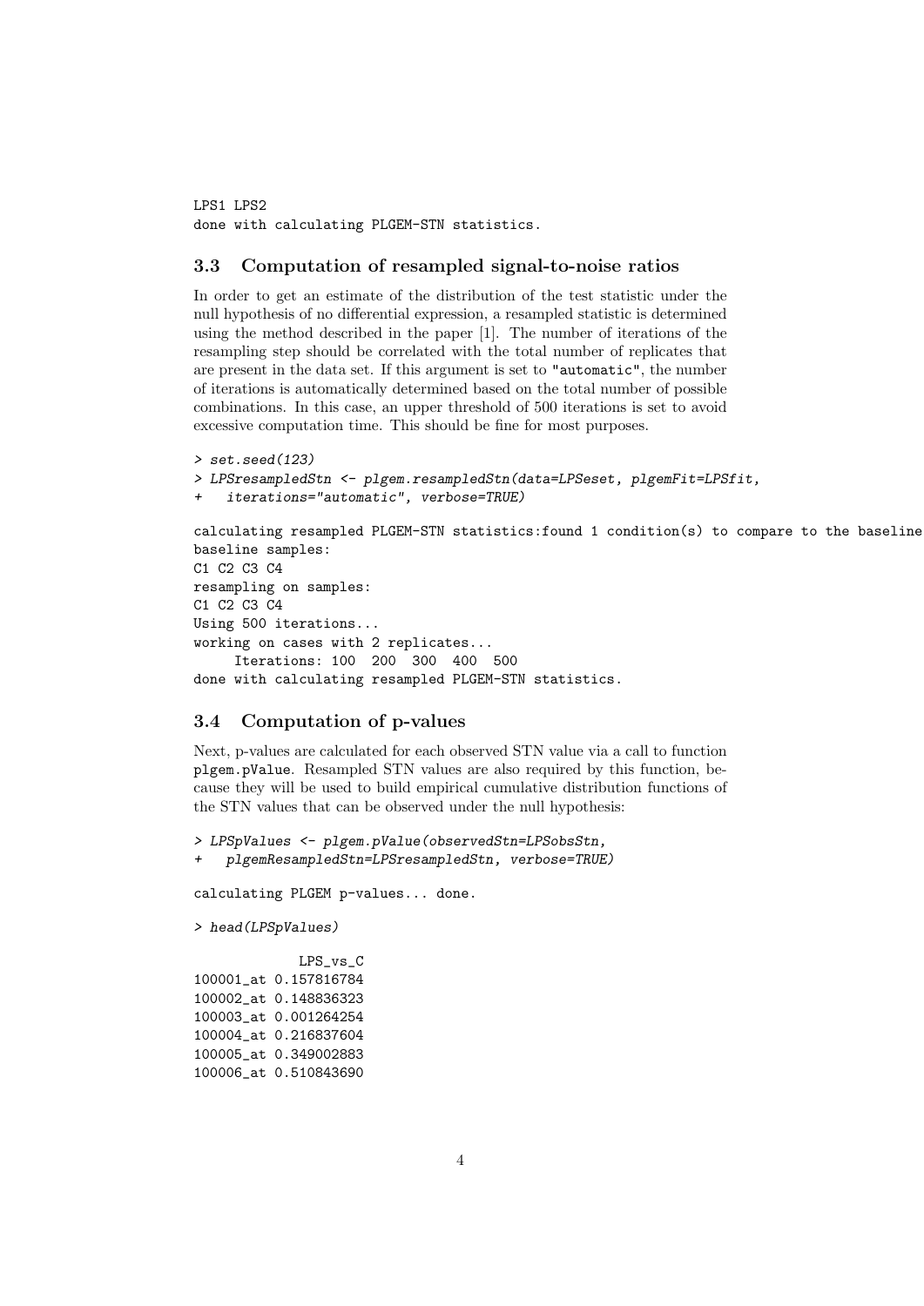```
LPS1 LPS2
done with calculating PLGEM-STN statistics.
```

### 3.3 Computation of resampled signal-to-noise ratios

In order to get an estimate of the distribution of the test statistic under the null hypothesis of no differential expression, a resampled statistic is determined using the method described in the paper [1]. The number of iterations of the resampling step should be correlated with the total number of replicates that are present in the data set. If this argument is set to "automatic", the number of iterations is automatically determined based on the total number of possible combinations. In this case, an upper threshold of 500 iterations is set to avoid excessive computation time. This should be fine for most purposes.

```
> set.seed(123)
> LPSresampledStn <- plgem.resampledStn(data=LPSeset, plgemFit=LPSfit,
+   iterations="automatic", verbose=TRUE)

calculating resampled PLGEM-STN statistics:found 1 condition(s) to compare to the baseline
baseline samples:
C1 C2 C3 C4
resampling on samples:
C1 C2 C3 C4
Using 500 iterations...
working on cases with 2 replicates...
     Iterations: 100  200  300  400  500
done with calculating resampled PLGEM-STN statistics.
```

### 3.4 Computation of p-values

Next, p-values are calculated for each observed STN value via a call to function `plgem.pValue`. Resampled STN values are also required by this function, because they will be used to build empirical cumulative distribution functions of the STN values that can be observed under the null hypothesis:

```
> LPSpValues <- plgem.pValue(observedStn=LPSobsStn,
+   plgemResampledStn=LPSresampledStn, verbose=TRUE)

calculating PLGEM p-values... done.

> head(LPSpValues)

              LPS_vs_C
100001_at 0.157816784
100002_at 0.148836323
100003_at 0.001264254
100004_at 0.216837604
100005_at 0.349002883
100006_at 0.510843690
```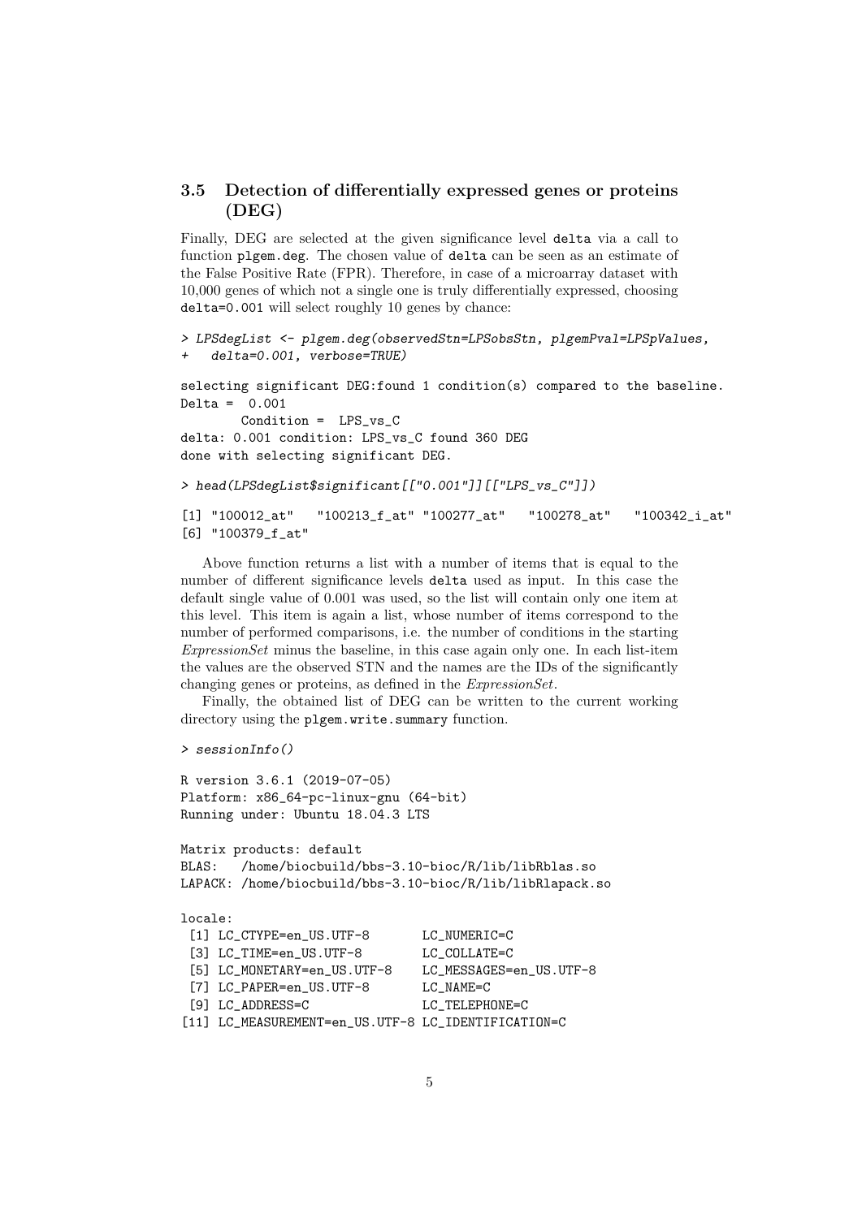### 3.5 Detection of differentially expressed genes or proteins (DEG)

Finally, DEG are selected at the given significance level `delta` via a call to function `plgem.deg`. The chosen value of `delta` can be seen as an estimate of the False Positive Rate (FPR). Therefore, in case of a microarray dataset with 10,000 genes of which not a single one is truly differentially expressed, choosing `delta=0.001` will select roughly 10 genes by chance:

```
> LPSdegList <- plgem.deg(observedStn=LPSobsStn, plgemPval=LPSpValues,
+   delta=0.001, verbose=TRUE)

selecting significant DEG:found 1 condition(s) compared to the baseline.
Delta =  0.001
       Condition =  LPS_vs_C
delta: 0.001 condition: LPS_vs_C found 360 DEG
done with selecting significant DEG.

> head(LPSdegList$significant[["0.001"]][["LPS_vs_C"]])

[1] "100012_at"   "100213_f_at" "100277_at"   "100278_at"   "100342_i_at"
[6] "100379_f_at"
```

Above function returns a list with a number of items that is equal to the number of different significance levels `delta` used as input. In this case the default single value of 0.001 was used, so the list will contain only one item at this level. This item is again a list, whose number of items correspond to the number of performed comparisons, i.e. the number of conditions in the starting *ExpressionSet* minus the baseline, in this case again only one. In each list-item the values are the observed STN and the names are the IDs of the significantly changing genes or proteins, as defined in the *ExpressionSet*.

Finally, the obtained list of DEG can be written to the current working directory using the `plgem.write.summary` function.

```
> sessionInfo()

R version 3.6.1 (2019-07-05)
Platform: x86_64-pc-linux-gnu (64-bit)
Running under: Ubuntu 18.04.3 LTS

Matrix products: default
BLAS:   /home/biocbuild/bbs-3.10-bioc/R/lib/libRblas.so
LAPACK: /home/biocbuild/bbs-3.10-bioc/R/lib/libRlapack.so

locale:
 [1] LC_CTYPE=en_US.UTF-8       LC_NUMERIC=C
 [3] LC_TIME=en_US.UTF-8        LC_COLLATE=C
 [5] LC_MONETARY=en_US.UTF-8    LC_MESSAGES=en_US.UTF-8
 [7] LC_PAPER=en_US.UTF-8       LC_NAME=C
 [9] LC_ADDRESS=C               LC_TELEPHONE=C
[11] LC_MEASUREMENT=en_US.UTF-8 LC_IDENTIFICATION=C
```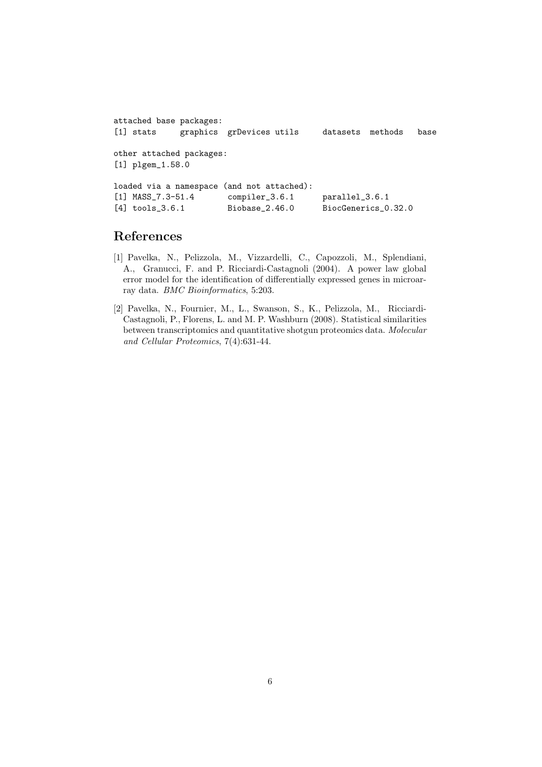```
attached base packages:
[1] stats     graphics  grDevices utils     datasets  methods   base

other attached packages:
[1] plgem_1.58.0

loaded via a namespace (and not attached):
[1] MASS_7.3-51.4       compiler_3.6.1      parallel_3.6.1
[4] tools_3.6.1         Biobase_2.46.0      BiocGenerics_0.32.0
```

## References

[1] Pavelka, N., Pelizzola, M., Vizzardelli, C., Capozzoli, M., Splendiani, A., Granucci, F. and P. Ricciardi-Castagnoli (2004). A power law global error model for the identification of differentially expressed genes in microarray data. *BMC Bioinformatics*, 5:203.

[2] Pavelka, N., Fournier, M., L., Swanson, S., K., Pelizzola, M., Ricciardi-Castagnoli, P., Florens, L. and M. P. Washburn (2008). Statistical similarities between transcriptomics and quantitative shotgun proteomics data. *Molecular and Cellular Proteomics*, 7(4):631-44.